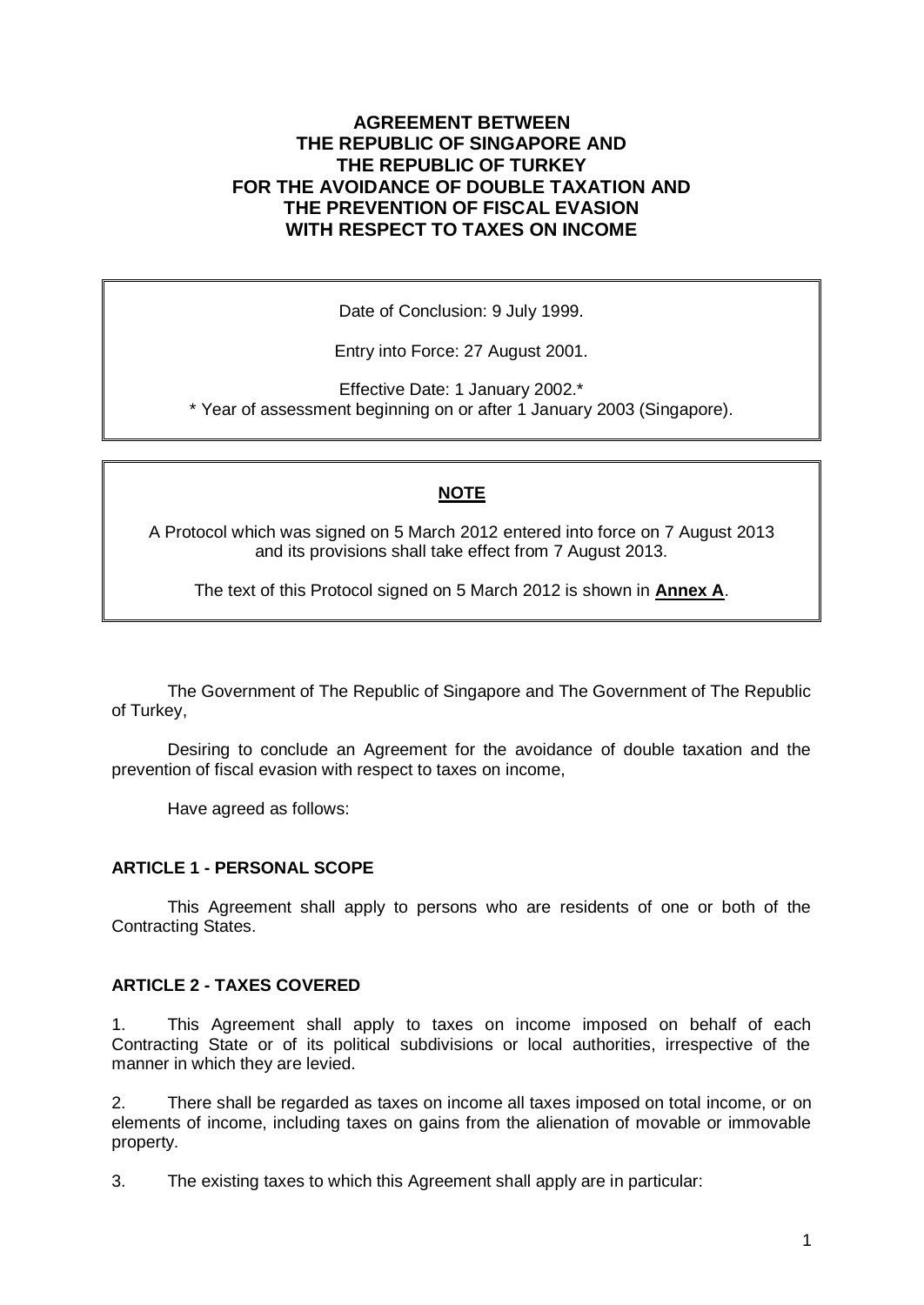# AGREEMENT BETWEEN THE REPUBLIC OF SINGAPORE AND THE REPUBLIC OF TURKEY FOR THE AVOIDANCE OF DOUBLE TAXATION AND THE PREVENTION OF FISCAL EVASION WITH RESPECT TO TAXES ON INCOME

Date of Conclusion: 9 July 1999.

Entry into Force: 27 August 2001.

Effective Date: 1 January 2002.*
* Year of assessment beginning on or after 1 January 2003 (Singapore).

**NOTE**

A Protocol which was signed on 5 March 2012 entered into force on 7 August 2013 and its provisions shall take effect from 7 August 2013.

The text of this Protocol signed on 5 March 2012 is shown in **Annex A**.

The Government of The Republic of Singapore and The Government of The Republic of Turkey,

Desiring to conclude an Agreement for the avoidance of double taxation and the prevention of fiscal evasion with respect to taxes on income,

Have agreed as follows:

## ARTICLE 1 - PERSONAL SCOPE

This Agreement shall apply to persons who are residents of one or both of the Contracting States.

## ARTICLE 2 - TAXES COVERED

1. This Agreement shall apply to taxes on income imposed on behalf of each Contracting State or of its political subdivisions or local authorities, irrespective of the manner in which they are levied.

2. There shall be regarded as taxes on income all taxes imposed on total income, or on elements of income, including taxes on gains from the alienation of movable or immovable property.

3. The existing taxes to which this Agreement shall apply are in particular: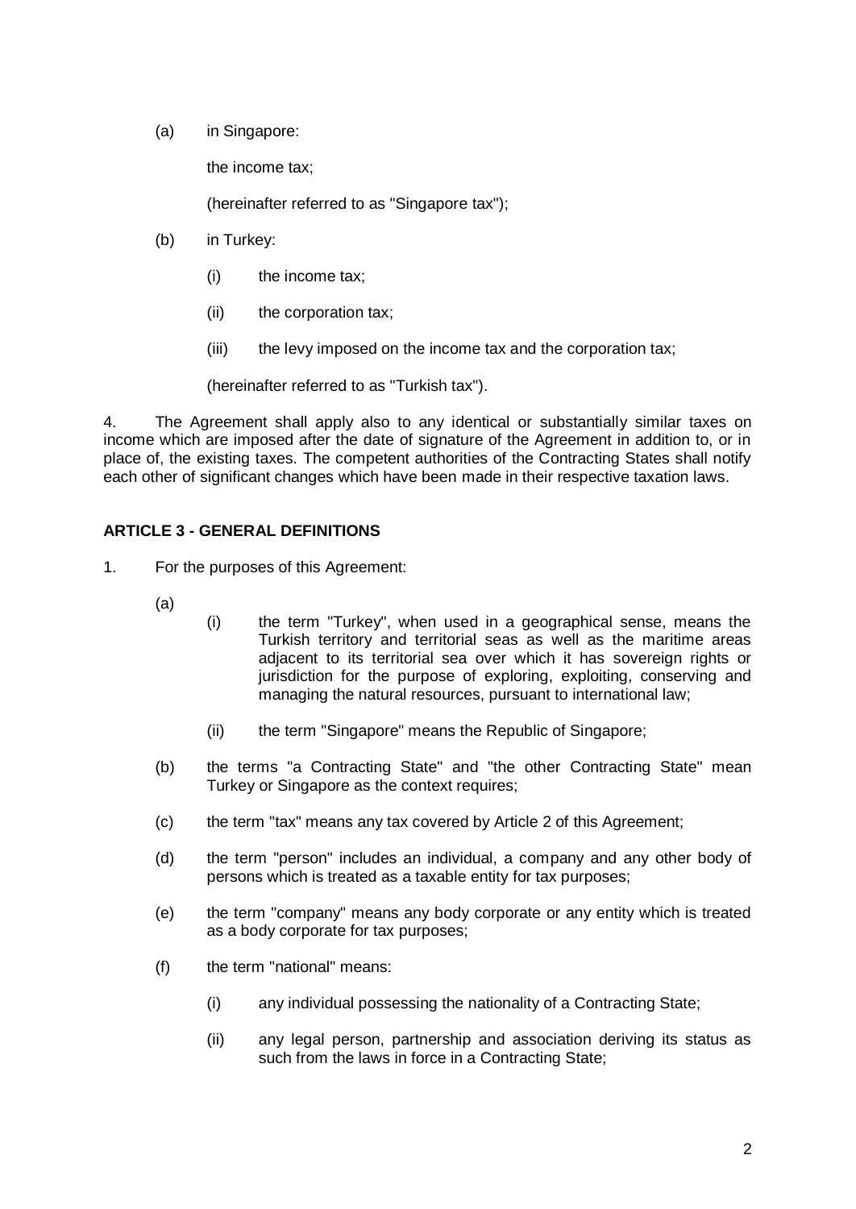(a) in Singapore:

the income tax;

(hereinafter referred to as "Singapore tax");

(b) in Turkey:

(i) the income tax;

(ii) the corporation tax;

(iii) the levy imposed on the income tax and the corporation tax;

(hereinafter referred to as "Turkish tax").

4. The Agreement shall apply also to any identical or substantially similar taxes on income which are imposed after the date of signature of the Agreement in addition to, or in place of, the existing taxes. The competent authorities of the Contracting States shall notify each other of significant changes which have been made in their respective taxation laws.

**ARTICLE 3 - GENERAL DEFINITIONS**

1. For the purposes of this Agreement:

(a)

(i) the term "Turkey", when used in a geographical sense, means the Turkish territory and territorial seas as well as the maritime areas adjacent to its territorial sea over which it has sovereign rights or jurisdiction for the purpose of exploring, exploiting, conserving and managing the natural resources, pursuant to international law;

(ii) the term "Singapore" means the Republic of Singapore;

(b) the terms "a Contracting State" and "the other Contracting State" mean Turkey or Singapore as the context requires;

(c) the term "tax" means any tax covered by Article 2 of this Agreement;

(d) the term "person" includes an individual, a company and any other body of persons which is treated as a taxable entity for tax purposes;

(e) the term "company" means any body corporate or any entity which is treated as a body corporate for tax purposes;

(f) the term "national" means:

(i) any individual possessing the nationality of a Contracting State;

(ii) any legal person, partnership and association deriving its status as such from the laws in force in a Contracting State;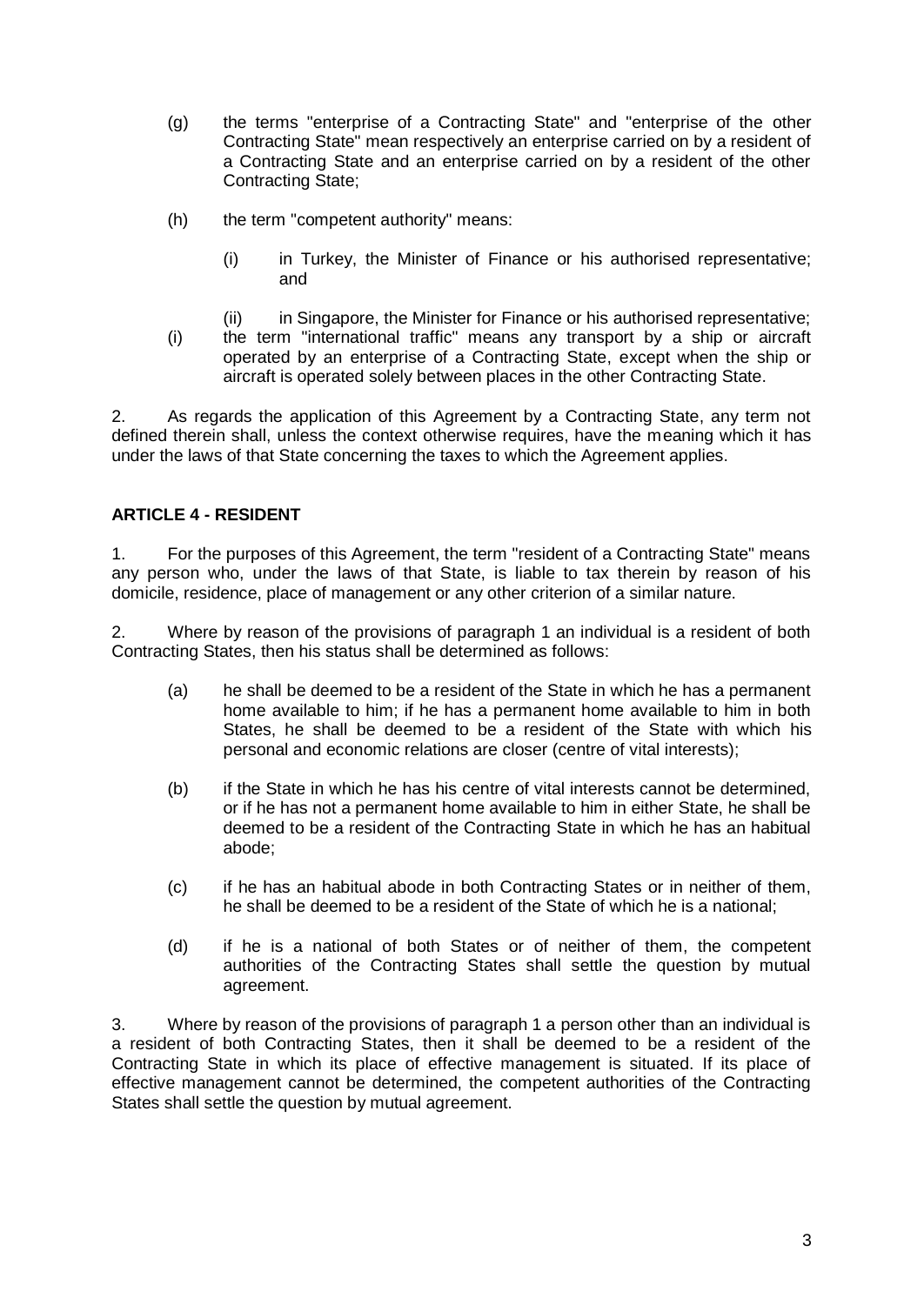(g) the terms "enterprise of a Contracting State" and "enterprise of the other Contracting State" mean respectively an enterprise carried on by a resident of a Contracting State and an enterprise carried on by a resident of the other Contracting State;

(h) the term "competent authority" means:

  (i) in Turkey, the Minister of Finance or his authorised representative; and

  (ii) in Singapore, the Minister for Finance or his authorised representative;

(i) the term "international traffic" means any transport by a ship or aircraft operated by an enterprise of a Contracting State, except when the ship or aircraft is operated solely between places in the other Contracting State.

2. As regards the application of this Agreement by a Contracting State, any term not defined therein shall, unless the context otherwise requires, have the meaning which it has under the laws of that State concerning the taxes to which the Agreement applies.

**ARTICLE 4 - RESIDENT**

1. For the purposes of this Agreement, the term "resident of a Contracting State" means any person who, under the laws of that State, is liable to tax therein by reason of his domicile, residence, place of management or any other criterion of a similar nature.

2. Where by reason of the provisions of paragraph 1 an individual is a resident of both Contracting States, then his status shall be determined as follows:

(a) he shall be deemed to be a resident of the State in which he has a permanent home available to him; if he has a permanent home available to him in both States, he shall be deemed to be a resident of the State with which his personal and economic relations are closer (centre of vital interests);

(b) if the State in which he has his centre of vital interests cannot be determined, or if he has not a permanent home available to him in either State, he shall be deemed to be a resident of the Contracting State in which he has an habitual abode;

(c) if he has an habitual abode in both Contracting States or in neither of them, he shall be deemed to be a resident of the State of which he is a national;

(d) if he is a national of both States or of neither of them, the competent authorities of the Contracting States shall settle the question by mutual agreement.

3. Where by reason of the provisions of paragraph 1 a person other than an individual is a resident of both Contracting States, then it shall be deemed to be a resident of the Contracting State in which its place of effective management is situated. If its place of effective management cannot be determined, the competent authorities of the Contracting States shall settle the question by mutual agreement.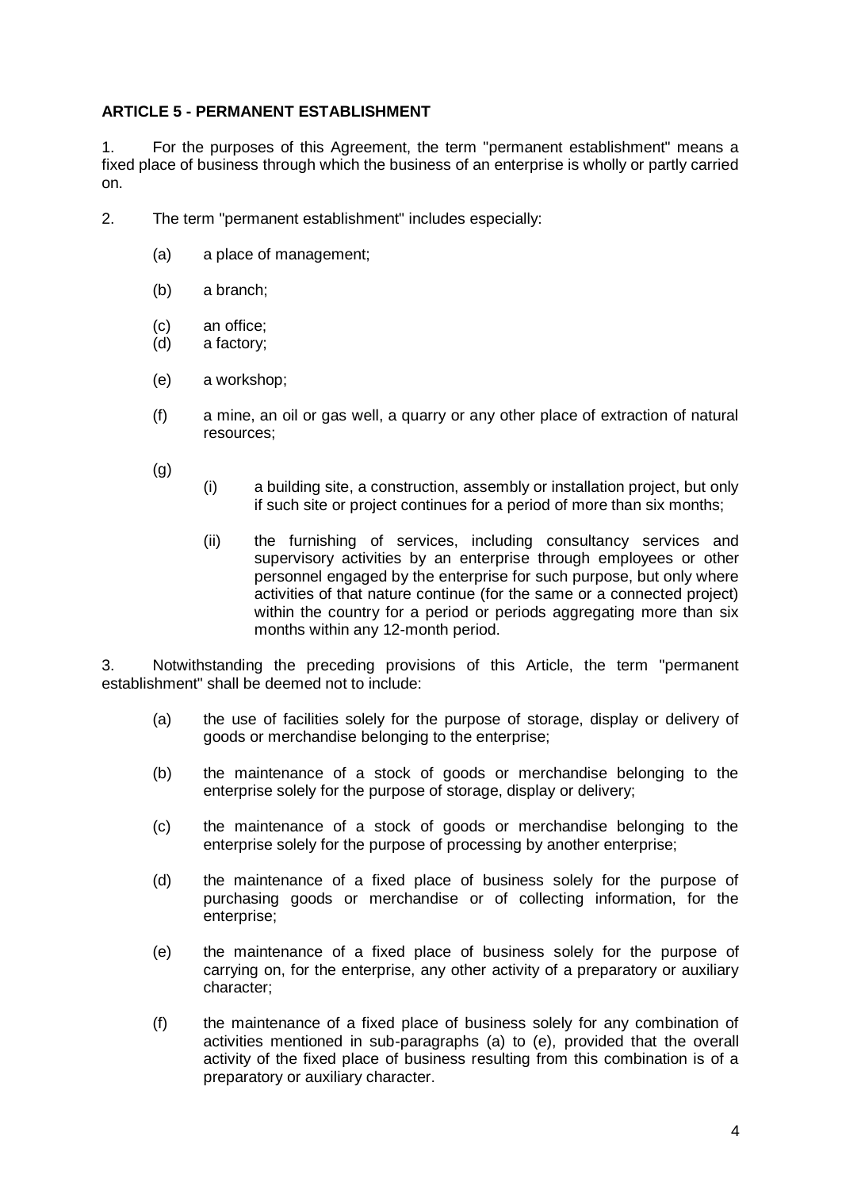**ARTICLE 5 - PERMANENT ESTABLISHMENT**

1. For the purposes of this Agreement, the term "permanent establishment" means a fixed place of business through which the business of an enterprise is wholly or partly carried on.

2. The term "permanent establishment" includes especially:

   (a) a place of management;

   (b) a branch;

   (c) an office;

   (d) a factory;

   (e) a workshop;

   (f) a mine, an oil or gas well, a quarry or any other place of extraction of natural resources;

   (g)

   (i) a building site, a construction, assembly or installation project, but only if such site or project continues for a period of more than six months;

   (ii) the furnishing of services, including consultancy services and supervisory activities by an enterprise through employees or other personnel engaged by the enterprise for such purpose, but only where activities of that nature continue (for the same or a connected project) within the country for a period or periods aggregating more than six months within any 12-month period.

3. Notwithstanding the preceding provisions of this Article, the term "permanent establishment" shall be deemed not to include:

   (a) the use of facilities solely for the purpose of storage, display or delivery of goods or merchandise belonging to the enterprise;

   (b) the maintenance of a stock of goods or merchandise belonging to the enterprise solely for the purpose of storage, display or delivery;

   (c) the maintenance of a stock of goods or merchandise belonging to the enterprise solely for the purpose of processing by another enterprise;

   (d) the maintenance of a fixed place of business solely for the purpose of purchasing goods or merchandise or of collecting information, for the enterprise;

   (e) the maintenance of a fixed place of business solely for the purpose of carrying on, for the enterprise, any other activity of a preparatory or auxiliary character;

   (f) the maintenance of a fixed place of business solely for any combination of activities mentioned in sub-paragraphs (a) to (e), provided that the overall activity of the fixed place of business resulting from this combination is of a preparatory or auxiliary character.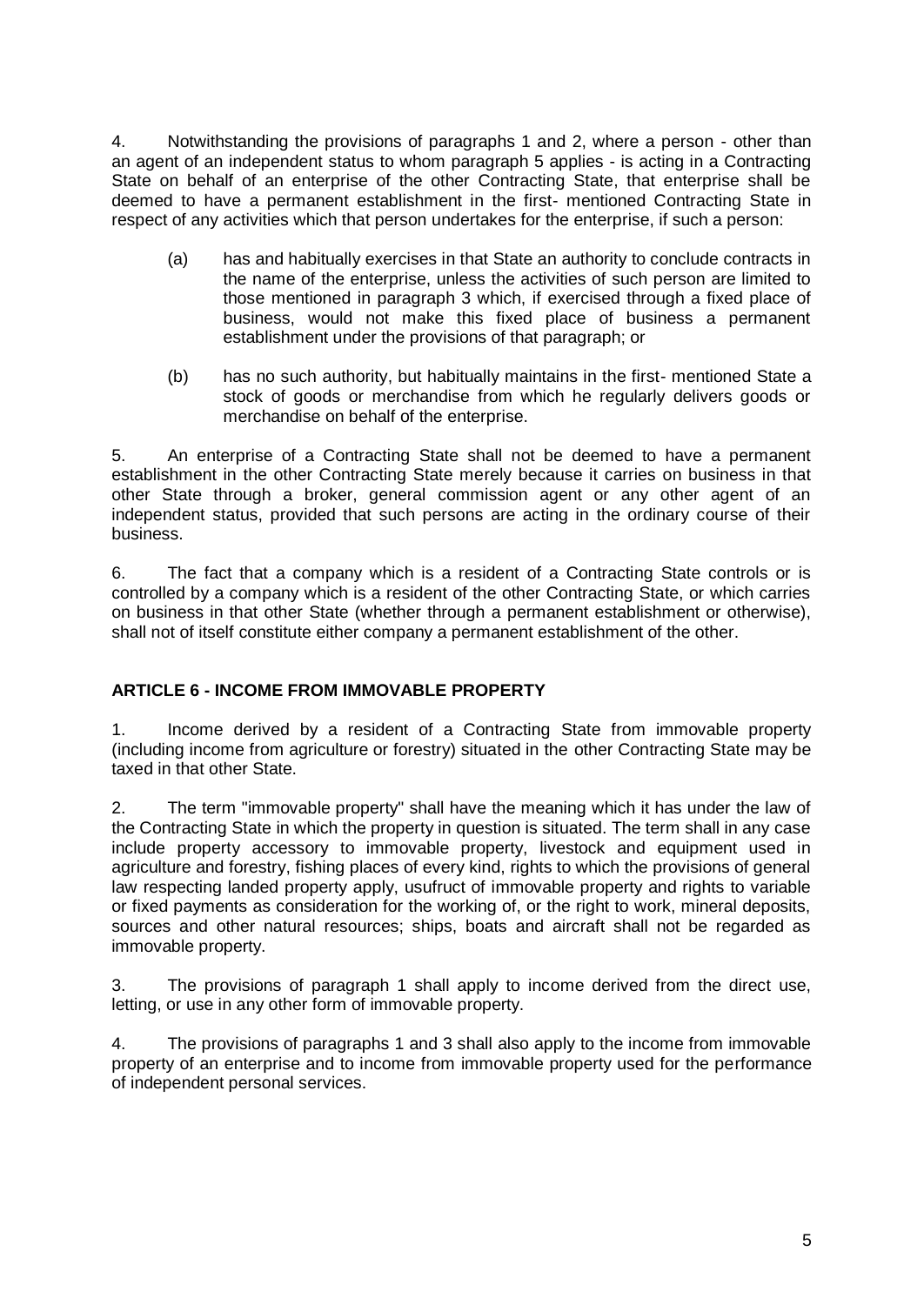4. Notwithstanding the provisions of paragraphs 1 and 2, where a person - other than an agent of an independent status to whom paragraph 5 applies - is acting in a Contracting State on behalf of an enterprise of the other Contracting State, that enterprise shall be deemed to have a permanent establishment in the first- mentioned Contracting State in respect of any activities which that person undertakes for the enterprise, if such a person:

(a) has and habitually exercises in that State an authority to conclude contracts in the name of the enterprise, unless the activities of such person are limited to those mentioned in paragraph 3 which, if exercised through a fixed place of business, would not make this fixed place of business a permanent establishment under the provisions of that paragraph; or

(b) has no such authority, but habitually maintains in the first- mentioned State a stock of goods or merchandise from which he regularly delivers goods or merchandise on behalf of the enterprise.

5. An enterprise of a Contracting State shall not be deemed to have a permanent establishment in the other Contracting State merely because it carries on business in that other State through a broker, general commission agent or any other agent of an independent status, provided that such persons are acting in the ordinary course of their business.

6. The fact that a company which is a resident of a Contracting State controls or is controlled by a company which is a resident of the other Contracting State, or which carries on business in that other State (whether through a permanent establishment or otherwise), shall not of itself constitute either company a permanent establishment of the other.

## ARTICLE 6 - INCOME FROM IMMOVABLE PROPERTY

1. Income derived by a resident of a Contracting State from immovable property (including income from agriculture or forestry) situated in the other Contracting State may be taxed in that other State.

2. The term "immovable property" shall have the meaning which it has under the law of the Contracting State in which the property in question is situated. The term shall in any case include property accessory to immovable property, livestock and equipment used in agriculture and forestry, fishing places of every kind, rights to which the provisions of general law respecting landed property apply, usufruct of immovable property and rights to variable or fixed payments as consideration for the working of, or the right to work, mineral deposits, sources and other natural resources; ships, boats and aircraft shall not be regarded as immovable property.

3. The provisions of paragraph 1 shall apply to income derived from the direct use, letting, or use in any other form of immovable property.

4. The provisions of paragraphs 1 and 3 shall also apply to the income from immovable property of an enterprise and to income from immovable property used for the performance of independent personal services.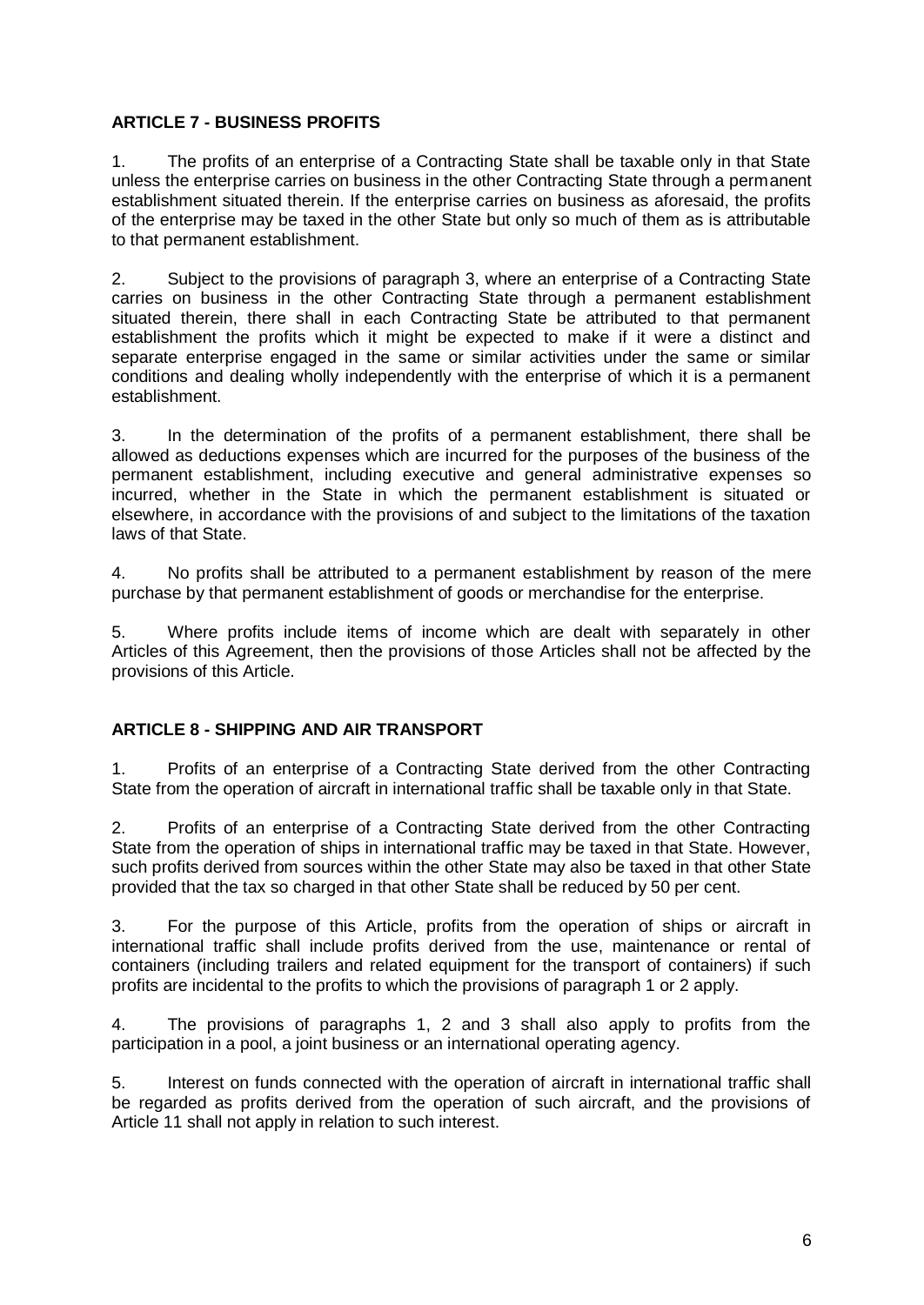### ARTICLE 7 - BUSINESS PROFITS

1. The profits of an enterprise of a Contracting State shall be taxable only in that State unless the enterprise carries on business in the other Contracting State through a permanent establishment situated therein. If the enterprise carries on business as aforesaid, the profits of the enterprise may be taxed in the other State but only so much of them as is attributable to that permanent establishment.

2. Subject to the provisions of paragraph 3, where an enterprise of a Contracting State carries on business in the other Contracting State through a permanent establishment situated therein, there shall in each Contracting State be attributed to that permanent establishment the profits which it might be expected to make if it were a distinct and separate enterprise engaged in the same or similar activities under the same or similar conditions and dealing wholly independently with the enterprise of which it is a permanent establishment.

3. In the determination of the profits of a permanent establishment, there shall be allowed as deductions expenses which are incurred for the purposes of the business of the permanent establishment, including executive and general administrative expenses so incurred, whether in the State in which the permanent establishment is situated or elsewhere, in accordance with the provisions of and subject to the limitations of the taxation laws of that State.

4. No profits shall be attributed to a permanent establishment by reason of the mere purchase by that permanent establishment of goods or merchandise for the enterprise.

5. Where profits include items of income which are dealt with separately in other Articles of this Agreement, then the provisions of those Articles shall not be affected by the provisions of this Article.

### ARTICLE 8 - SHIPPING AND AIR TRANSPORT

1. Profits of an enterprise of a Contracting State derived from the other Contracting State from the operation of aircraft in international traffic shall be taxable only in that State.

2. Profits of an enterprise of a Contracting State derived from the other Contracting State from the operation of ships in international traffic may be taxed in that State. However, such profits derived from sources within the other State may also be taxed in that other State provided that the tax so charged in that other State shall be reduced by 50 per cent.

3. For the purpose of this Article, profits from the operation of ships or aircraft in international traffic shall include profits derived from the use, maintenance or rental of containers (including trailers and related equipment for the transport of containers) if such profits are incidental to the profits to which the provisions of paragraph 1 or 2 apply.

4. The provisions of paragraphs 1, 2 and 3 shall also apply to profits from the participation in a pool, a joint business or an international operating agency.

5. Interest on funds connected with the operation of aircraft in international traffic shall be regarded as profits derived from the operation of such aircraft, and the provisions of Article 11 shall not apply in relation to such interest.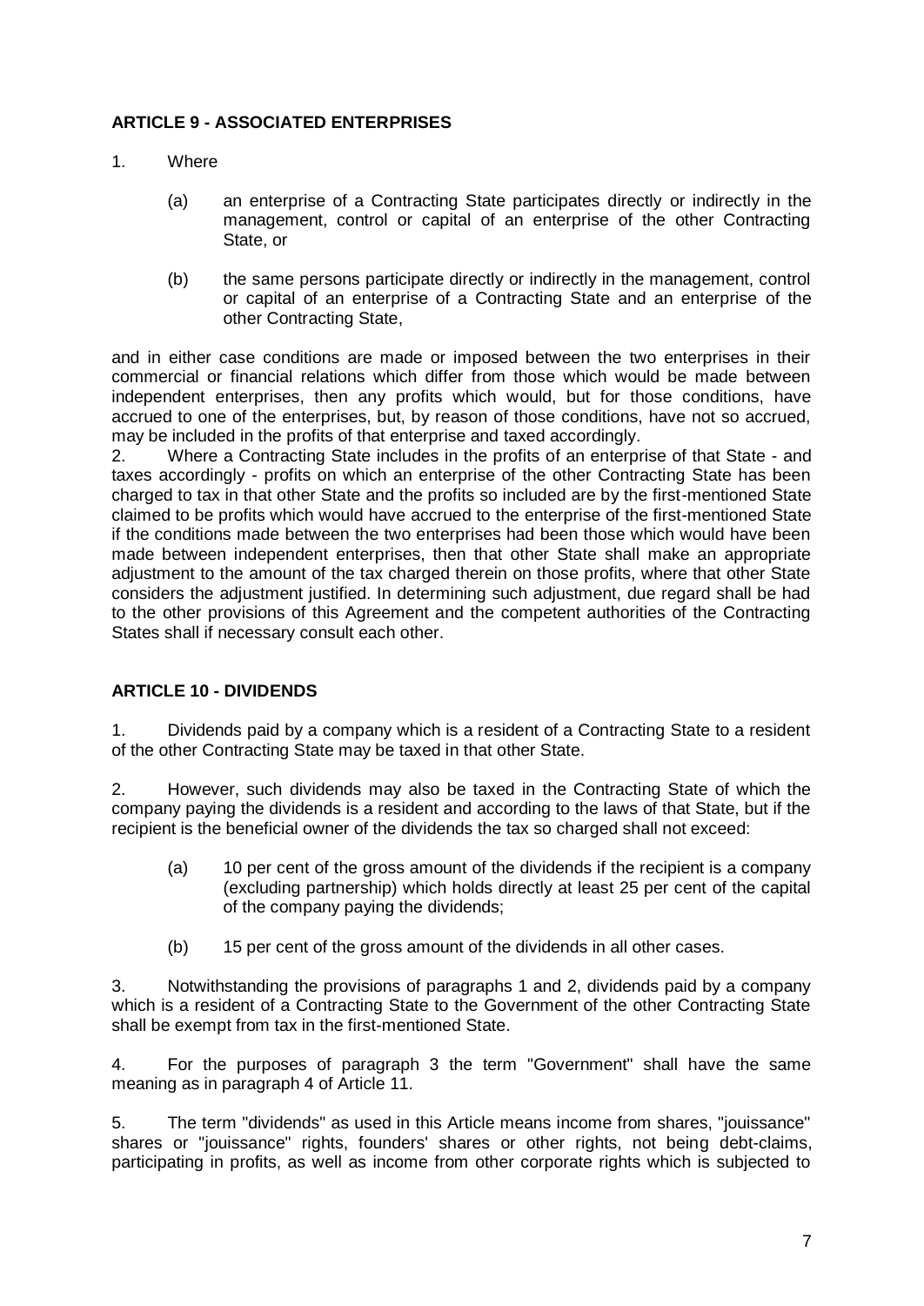**ARTICLE 9 - ASSOCIATED ENTERPRISES**

1. Where

   (a) an enterprise of a Contracting State participates directly or indirectly in the management, control or capital of an enterprise of the other Contracting State, or

   (b) the same persons participate directly or indirectly in the management, control or capital of an enterprise of a Contracting State and an enterprise of the other Contracting State,

and in either case conditions are made or imposed between the two enterprises in their commercial or financial relations which differ from those which would be made between independent enterprises, then any profits which would, but for those conditions, have accrued to one of the enterprises, but, by reason of those conditions, have not so accrued, may be included in the profits of that enterprise and taxed accordingly.

2. Where a Contracting State includes in the profits of an enterprise of that State - and taxes accordingly - profits on which an enterprise of the other Contracting State has been charged to tax in that other State and the profits so included are by the first-mentioned State claimed to be profits which would have accrued to the enterprise of the first-mentioned State if the conditions made between the two enterprises had been those which would have been made between independent enterprises, then that other State shall make an appropriate adjustment to the amount of the tax charged therein on those profits, where that other State considers the adjustment justified. In determining such adjustment, due regard shall be had to the other provisions of this Agreement and the competent authorities of the Contracting States shall if necessary consult each other.

**ARTICLE 10 - DIVIDENDS**

1. Dividends paid by a company which is a resident of a Contracting State to a resident of the other Contracting State may be taxed in that other State.

2. However, such dividends may also be taxed in the Contracting State of which the company paying the dividends is a resident and according to the laws of that State, but if the recipient is the beneficial owner of the dividends the tax so charged shall not exceed:

   (a) 10 per cent of the gross amount of the dividends if the recipient is a company (excluding partnership) which holds directly at least 25 per cent of the capital of the company paying the dividends;

   (b) 15 per cent of the gross amount of the dividends in all other cases.

3. Notwithstanding the provisions of paragraphs 1 and 2, dividends paid by a company which is a resident of a Contracting State to the Government of the other Contracting State shall be exempt from tax in the first-mentioned State.

4. For the purposes of paragraph 3 the term "Government" shall have the same meaning as in paragraph 4 of Article 11.

5. The term "dividends" as used in this Article means income from shares, "jouissance" shares or "jouissance" rights, founders' shares or other rights, not being debt-claims, participating in profits, as well as income from other corporate rights which is subjected to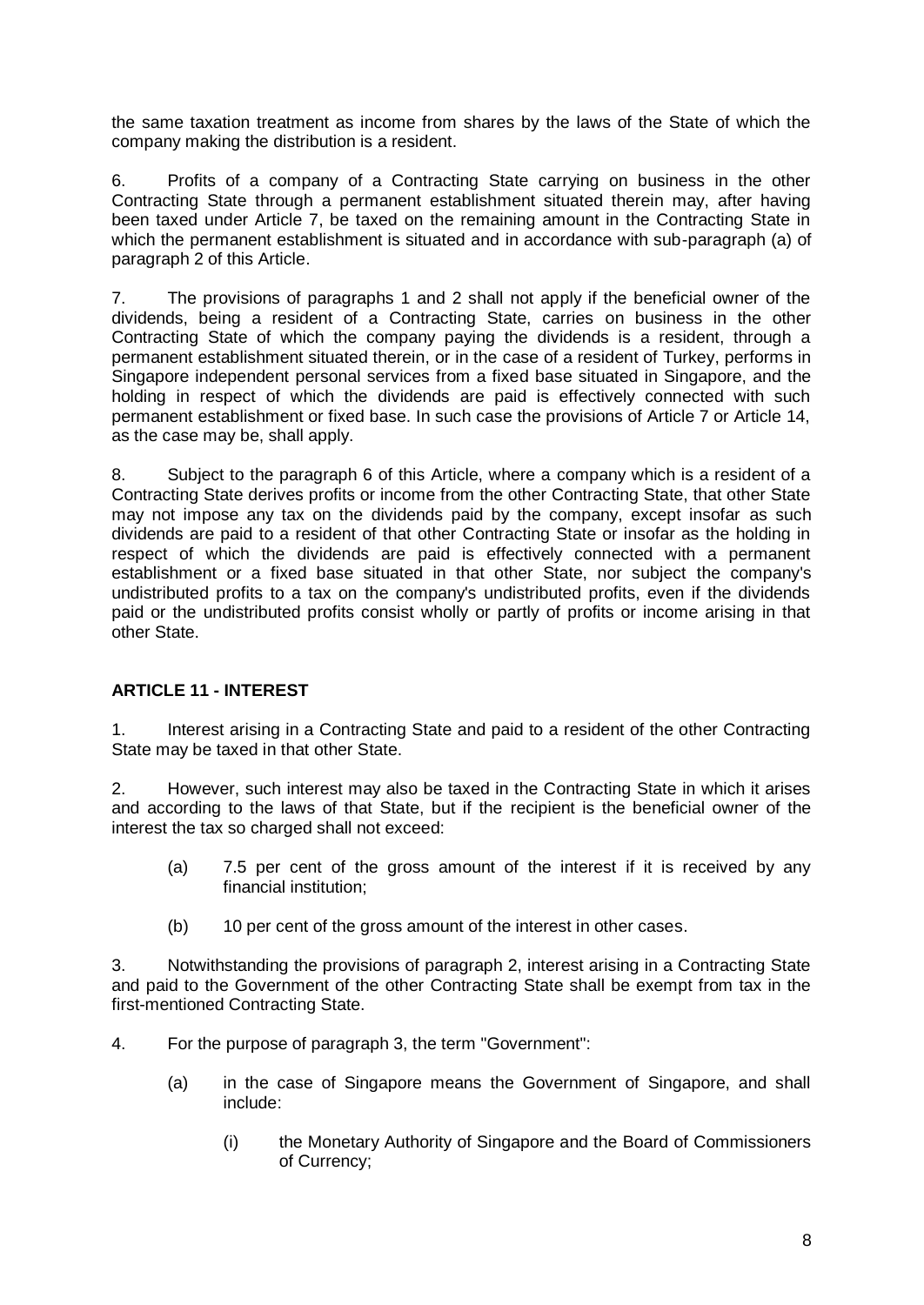the same taxation treatment as income from shares by the laws of the State of which the company making the distribution is a resident.

6. Profits of a company of a Contracting State carrying on business in the other Contracting State through a permanent establishment situated therein may, after having been taxed under Article 7, be taxed on the remaining amount in the Contracting State in which the permanent establishment is situated and in accordance with sub-paragraph (a) of paragraph 2 of this Article.

7. The provisions of paragraphs 1 and 2 shall not apply if the beneficial owner of the dividends, being a resident of a Contracting State, carries on business in the other Contracting State of which the company paying the dividends is a resident, through a permanent establishment situated therein, or in the case of a resident of Turkey, performs in Singapore independent personal services from a fixed base situated in Singapore, and the holding in respect of which the dividends are paid is effectively connected with such permanent establishment or fixed base. In such case the provisions of Article 7 or Article 14, as the case may be, shall apply.

8. Subject to the paragraph 6 of this Article, where a company which is a resident of a Contracting State derives profits or income from the other Contracting State, that other State may not impose any tax on the dividends paid by the company, except insofar as such dividends are paid to a resident of that other Contracting State or insofar as the holding in respect of which the dividends are paid is effectively connected with a permanent establishment or a fixed base situated in that other State, nor subject the company's undistributed profits to a tax on the company's undistributed profits, even if the dividends paid or the undistributed profits consist wholly or partly of profits or income arising in that other State.

## ARTICLE 11 - INTEREST

1. Interest arising in a Contracting State and paid to a resident of the other Contracting State may be taxed in that other State.

2. However, such interest may also be taxed in the Contracting State in which it arises and according to the laws of that State, but if the recipient is the beneficial owner of the interest the tax so charged shall not exceed:

   (a) 7.5 per cent of the gross amount of the interest if it is received by any financial institution;

   (b) 10 per cent of the gross amount of the interest in other cases.

3. Notwithstanding the provisions of paragraph 2, interest arising in a Contracting State and paid to the Government of the other Contracting State shall be exempt from tax in the first-mentioned Contracting State.

4. For the purpose of paragraph 3, the term "Government":

   (a) in the case of Singapore means the Government of Singapore, and shall include:

      (i) the Monetary Authority of Singapore and the Board of Commissioners of Currency;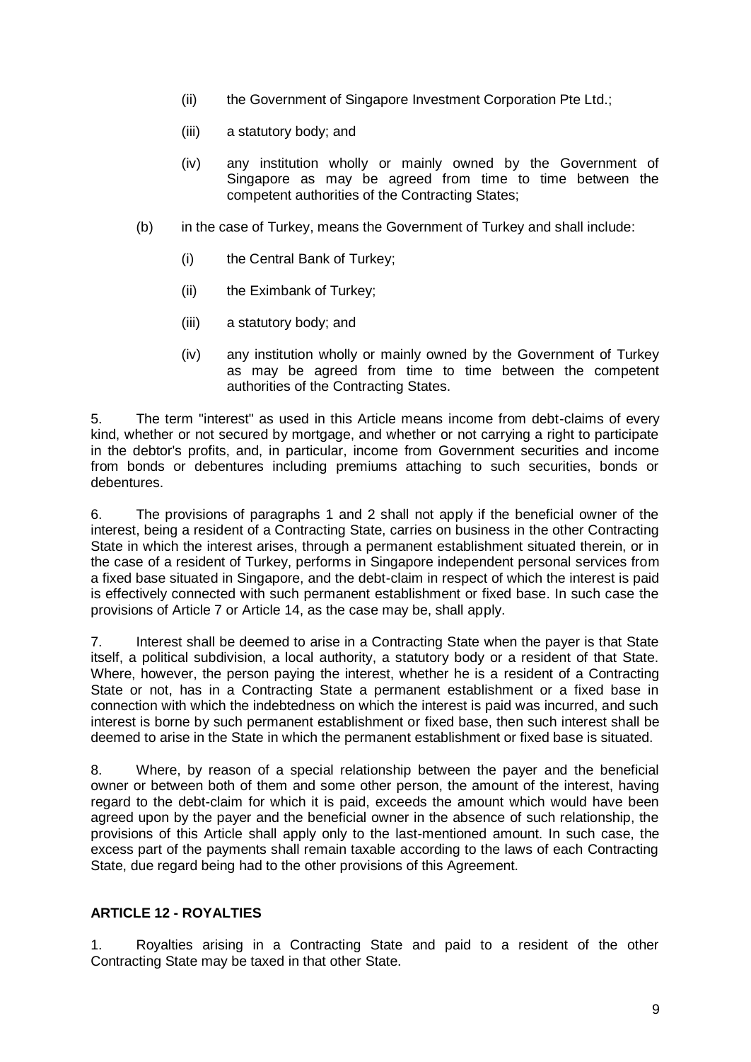- (ii) the Government of Singapore Investment Corporation Pte Ltd.;
   - (iii) a statutory body; and
   - (iv) any institution wholly or mainly owned by the Government of Singapore as may be agreed from time to time between the competent authorities of the Contracting States;

(b) in the case of Turkey, means the Government of Turkey and shall include:

   - (i) the Central Bank of Turkey;
   - (ii) the Eximbank of Turkey;
   - (iii) a statutory body; and
   - (iv) any institution wholly or mainly owned by the Government of Turkey as may be agreed from time to time between the competent authorities of the Contracting States.

5. The term "interest" as used in this Article means income from debt-claims of every kind, whether or not secured by mortgage, and whether or not carrying a right to participate in the debtor's profits, and, in particular, income from Government securities and income from bonds or debentures including premiums attaching to such securities, bonds or debentures.

6. The provisions of paragraphs 1 and 2 shall not apply if the beneficial owner of the interest, being a resident of a Contracting State, carries on business in the other Contracting State in which the interest arises, through a permanent establishment situated therein, or in the case of a resident of Turkey, performs in Singapore independent personal services from a fixed base situated in Singapore, and the debt-claim in respect of which the interest is paid is effectively connected with such permanent establishment or fixed base. In such case the provisions of Article 7 or Article 14, as the case may be, shall apply.

7. Interest shall be deemed to arise in a Contracting State when the payer is that State itself, a political subdivision, a local authority, a statutory body or a resident of that State. Where, however, the person paying the interest, whether he is a resident of a Contracting State or not, has in a Contracting State a permanent establishment or a fixed base in connection with which the indebtedness on which the interest is paid was incurred, and such interest is borne by such permanent establishment or fixed base, then such interest shall be deemed to arise in the State in which the permanent establishment or fixed base is situated.

8. Where, by reason of a special relationship between the payer and the beneficial owner or between both of them and some other person, the amount of the interest, having regard to the debt-claim for which it is paid, exceeds the amount which would have been agreed upon by the payer and the beneficial owner in the absence of such relationship, the provisions of this Article shall apply only to the last-mentioned amount. In such case, the excess part of the payments shall remain taxable according to the laws of each Contracting State, due regard being had to the other provisions of this Agreement.

## ARTICLE 12 - ROYALTIES

1. Royalties arising in a Contracting State and paid to a resident of the other Contracting State may be taxed in that other State.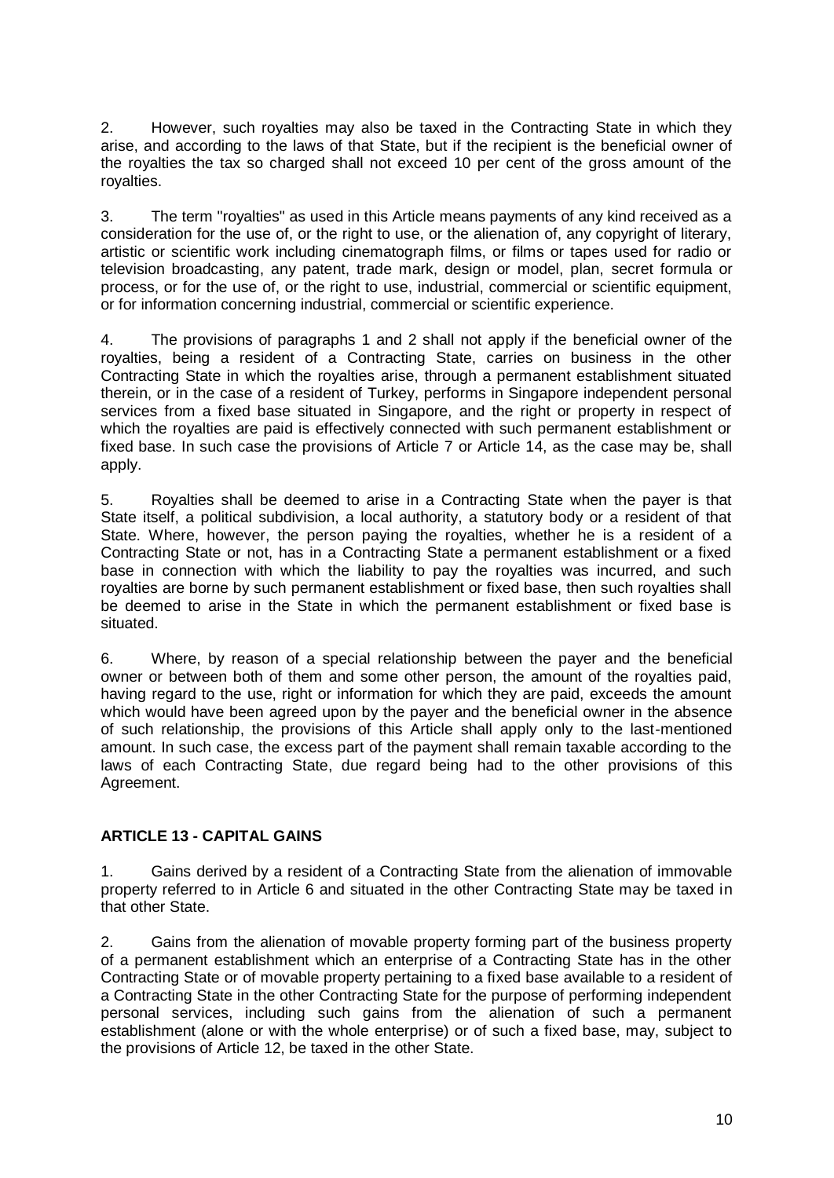2. However, such royalties may also be taxed in the Contracting State in which they arise, and according to the laws of that State, but if the recipient is the beneficial owner of the royalties the tax so charged shall not exceed 10 per cent of the gross amount of the royalties.

3. The term "royalties" as used in this Article means payments of any kind received as a consideration for the use of, or the right to use, or the alienation of, any copyright of literary, artistic or scientific work including cinematograph films, or films or tapes used for radio or television broadcasting, any patent, trade mark, design or model, plan, secret formula or process, or for the use of, or the right to use, industrial, commercial or scientific equipment, or for information concerning industrial, commercial or scientific experience.

4. The provisions of paragraphs 1 and 2 shall not apply if the beneficial owner of the royalties, being a resident of a Contracting State, carries on business in the other Contracting State in which the royalties arise, through a permanent establishment situated therein, or in the case of a resident of Turkey, performs in Singapore independent personal services from a fixed base situated in Singapore, and the right or property in respect of which the royalties are paid is effectively connected with such permanent establishment or fixed base. In such case the provisions of Article 7 or Article 14, as the case may be, shall apply.

5. Royalties shall be deemed to arise in a Contracting State when the payer is that State itself, a political subdivision, a local authority, a statutory body or a resident of that State. Where, however, the person paying the royalties, whether he is a resident of a Contracting State or not, has in a Contracting State a permanent establishment or a fixed base in connection with which the liability to pay the royalties was incurred, and such royalties are borne by such permanent establishment or fixed base, then such royalties shall be deemed to arise in the State in which the permanent establishment or fixed base is situated.

6. Where, by reason of a special relationship between the payer and the beneficial owner or between both of them and some other person, the amount of the royalties paid, having regard to the use, right or information for which they are paid, exceeds the amount which would have been agreed upon by the payer and the beneficial owner in the absence of such relationship, the provisions of this Article shall apply only to the last-mentioned amount. In such case, the excess part of the payment shall remain taxable according to the laws of each Contracting State, due regard being had to the other provisions of this Agreement.

## ARTICLE 13 - CAPITAL GAINS

1. Gains derived by a resident of a Contracting State from the alienation of immovable property referred to in Article 6 and situated in the other Contracting State may be taxed in that other State.

2. Gains from the alienation of movable property forming part of the business property of a permanent establishment which an enterprise of a Contracting State has in the other Contracting State or of movable property pertaining to a fixed base available to a resident of a Contracting State in the other Contracting State for the purpose of performing independent personal services, including such gains from the alienation of such a permanent establishment (alone or with the whole enterprise) or of such a fixed base, may, subject to the provisions of Article 12, be taxed in the other State.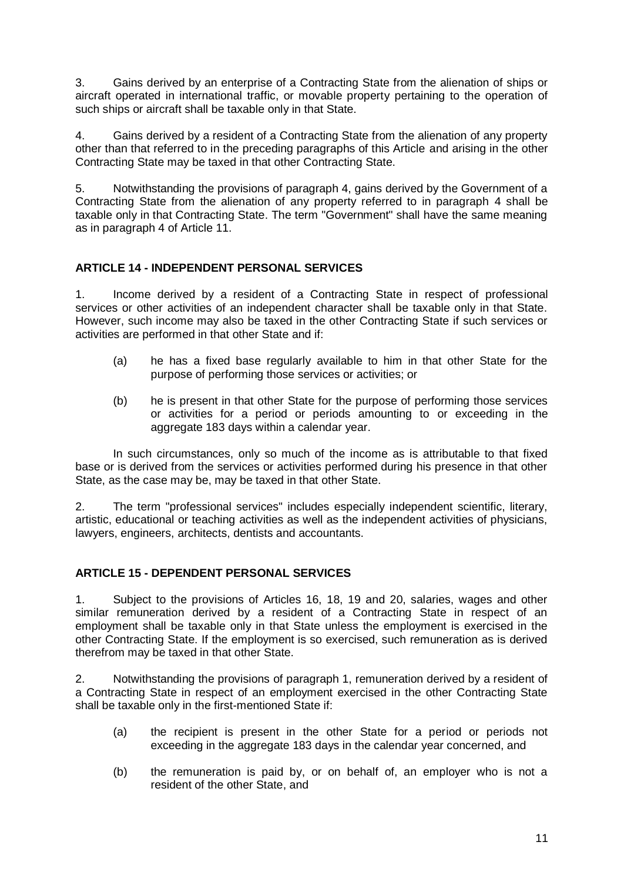3. Gains derived by an enterprise of a Contracting State from the alienation of ships or aircraft operated in international traffic, or movable property pertaining to the operation of such ships or aircraft shall be taxable only in that State.

4. Gains derived by a resident of a Contracting State from the alienation of any property other than that referred to in the preceding paragraphs of this Article and arising in the other Contracting State may be taxed in that other Contracting State.

5. Notwithstanding the provisions of paragraph 4, gains derived by the Government of a Contracting State from the alienation of any property referred to in paragraph 4 shall be taxable only in that Contracting State. The term "Government" shall have the same meaning as in paragraph 4 of Article 11.

## ARTICLE 14 - INDEPENDENT PERSONAL SERVICES

1. Income derived by a resident of a Contracting State in respect of professional services or other activities of an independent character shall be taxable only in that State. However, such income may also be taxed in the other Contracting State if such services or activities are performed in that other State and if:

   (a) he has a fixed base regularly available to him in that other State for the purpose of performing those services or activities; or

   (b) he is present in that other State for the purpose of performing those services or activities for a period or periods amounting to or exceeding in the aggregate 183 days within a calendar year.

In such circumstances, only so much of the income as is attributable to that fixed base or is derived from the services or activities performed during his presence in that other State, as the case may be, may be taxed in that other State.

2. The term "professional services" includes especially independent scientific, literary, artistic, educational or teaching activities as well as the independent activities of physicians, lawyers, engineers, architects, dentists and accountants.

## ARTICLE 15 - DEPENDENT PERSONAL SERVICES

1. Subject to the provisions of Articles 16, 18, 19 and 20, salaries, wages and other similar remuneration derived by a resident of a Contracting State in respect of an employment shall be taxable only in that State unless the employment is exercised in the other Contracting State. If the employment is so exercised, such remuneration as is derived therefrom may be taxed in that other State.

2. Notwithstanding the provisions of paragraph 1, remuneration derived by a resident of a Contracting State in respect of an employment exercised in the other Contracting State shall be taxable only in the first-mentioned State if:

   (a) the recipient is present in the other State for a period or periods not exceeding in the aggregate 183 days in the calendar year concerned, and

   (b) the remuneration is paid by, or on behalf of, an employer who is not a resident of the other State, and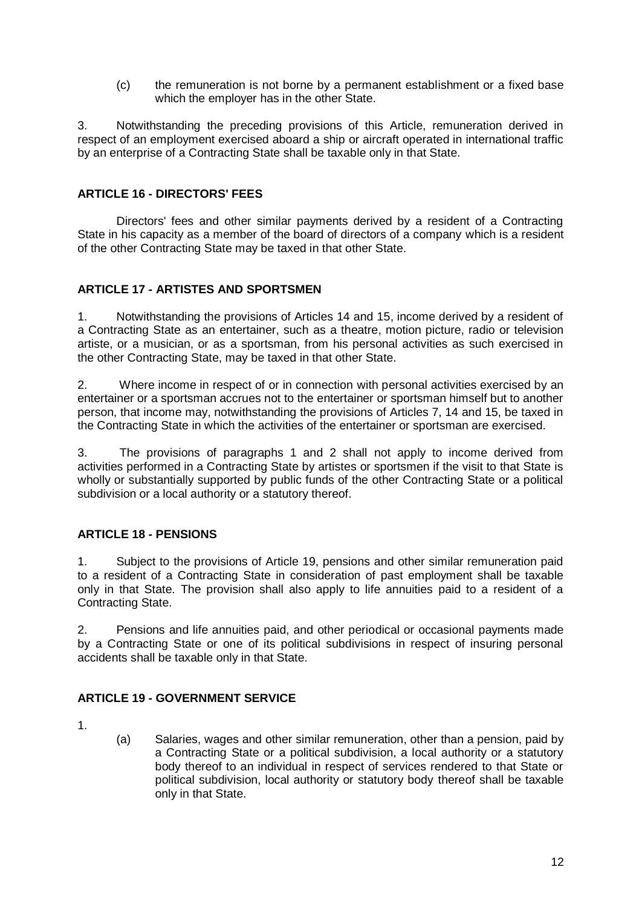(c) the remuneration is not borne by a permanent establishment or a fixed base which the employer has in the other State.

3. Notwithstanding the preceding provisions of this Article, remuneration derived in respect of an employment exercised aboard a ship or aircraft operated in international traffic by an enterprise of a Contracting State shall be taxable only in that State.

## ARTICLE 16 - DIRECTORS' FEES

Directors' fees and other similar payments derived by a resident of a Contracting State in his capacity as a member of the board of directors of a company which is a resident of the other Contracting State may be taxed in that other State.

## ARTICLE 17 - ARTISTES AND SPORTSMEN

1. Notwithstanding the provisions of Articles 14 and 15, income derived by a resident of a Contracting State as an entertainer, such as a theatre, motion picture, radio or television artiste, or a musician, or as a sportsman, from his personal activities as such exercised in the other Contracting State, may be taxed in that other State.

2. Where income in respect of or in connection with personal activities exercised by an entertainer or a sportsman accrues not to the entertainer or sportsman himself but to another person, that income may, notwithstanding the provisions of Articles 7, 14 and 15, be taxed in the Contracting State in which the activities of the entertainer or sportsman are exercised.

3. The provisions of paragraphs 1 and 2 shall not apply to income derived from activities performed in a Contracting State by artistes or sportsmen if the visit to that State is wholly or substantially supported by public funds of the other Contracting State or a political subdivision or a local authority or a statutory thereof.

## ARTICLE 18 - PENSIONS

1. Subject to the provisions of Article 19, pensions and other similar remuneration paid to a resident of a Contracting State in consideration of past employment shall be taxable only in that State. The provision shall also apply to life annuities paid to a resident of a Contracting State.

2. Pensions and life annuities paid, and other periodical or occasional payments made by a Contracting State or one of its political subdivisions in respect of insuring personal accidents shall be taxable only in that State.

## ARTICLE 19 - GOVERNMENT SERVICE

1.

(a) Salaries, wages and other similar remuneration, other than a pension, paid by a Contracting State or a political subdivision, a local authority or a statutory body thereof to an individual in respect of services rendered to that State or political subdivision, local authority or statutory body thereof shall be taxable only in that State.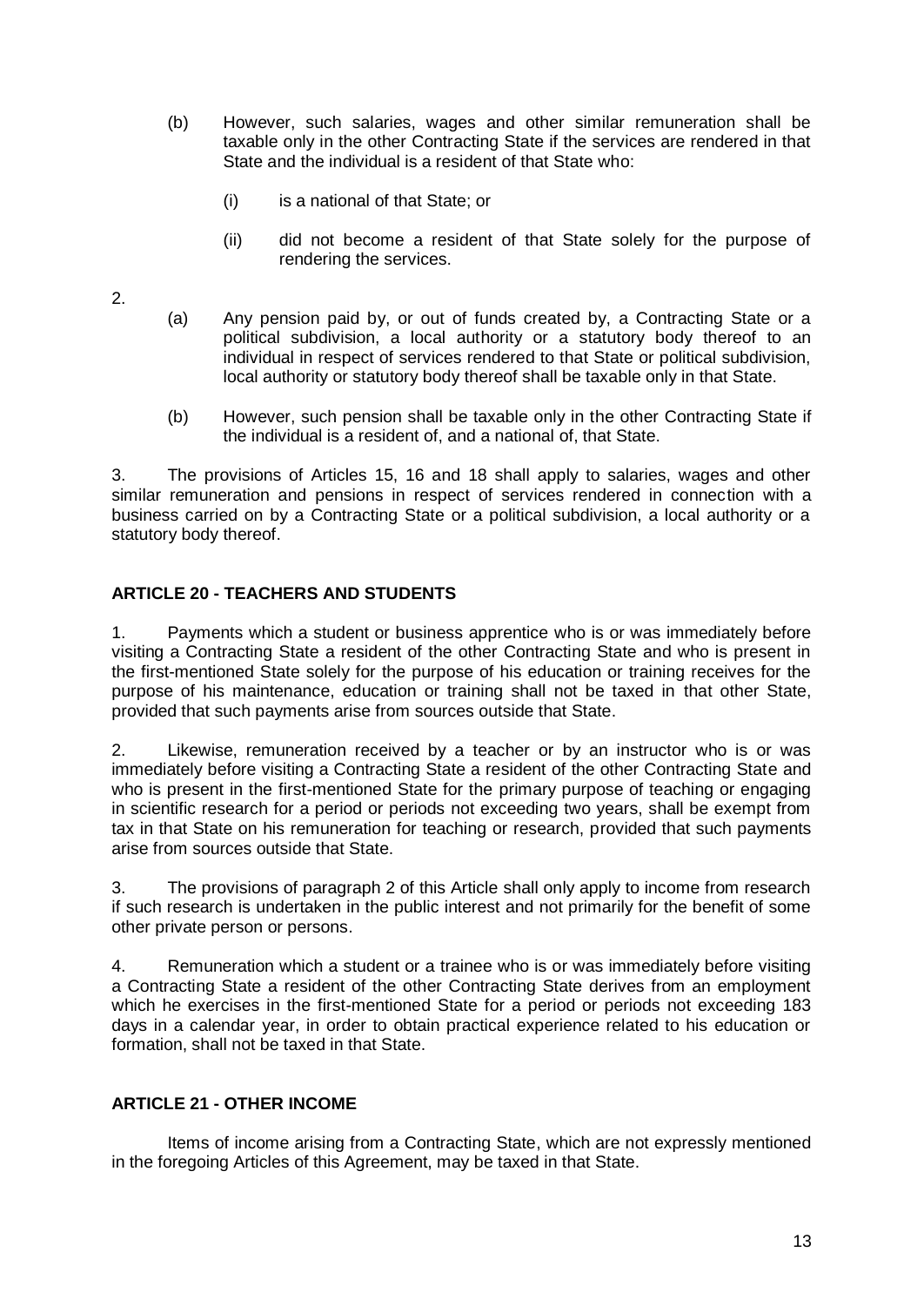(b) However, such salaries, wages and other similar remuneration shall be taxable only in the other Contracting State if the services are rendered in that State and the individual is a resident of that State who:

   (i) is a national of that State; or

   (ii) did not become a resident of that State solely for the purpose of rendering the services.

2.

(a) Any pension paid by, or out of funds created by, a Contracting State or a political subdivision, a local authority or a statutory body thereof to an individual in respect of services rendered to that State or political subdivision, local authority or statutory body thereof shall be taxable only in that State.

(b) However, such pension shall be taxable only in the other Contracting State if the individual is a resident of, and a national of, that State.

3. The provisions of Articles 15, 16 and 18 shall apply to salaries, wages and other similar remuneration and pensions in respect of services rendered in connection with a business carried on by a Contracting State or a political subdivision, a local authority or a statutory body thereof.

## ARTICLE 20 - TEACHERS AND STUDENTS

1. Payments which a student or business apprentice who is or was immediately before visiting a Contracting State a resident of the other Contracting State and who is present in the first-mentioned State solely for the purpose of his education or training receives for the purpose of his maintenance, education or training shall not be taxed in that other State, provided that such payments arise from sources outside that State.

2. Likewise, remuneration received by a teacher or by an instructor who is or was immediately before visiting a Contracting State a resident of the other Contracting State and who is present in the first-mentioned State for the primary purpose of teaching or engaging in scientific research for a period or periods not exceeding two years, shall be exempt from tax in that State on his remuneration for teaching or research, provided that such payments arise from sources outside that State.

3. The provisions of paragraph 2 of this Article shall only apply to income from research if such research is undertaken in the public interest and not primarily for the benefit of some other private person or persons.

4. Remuneration which a student or a trainee who is or was immediately before visiting a Contracting State a resident of the other Contracting State derives from an employment which he exercises in the first-mentioned State for a period or periods not exceeding 183 days in a calendar year, in order to obtain practical experience related to his education or formation, shall not be taxed in that State.

## ARTICLE 21 - OTHER INCOME

Items of income arising from a Contracting State, which are not expressly mentioned in the foregoing Articles of this Agreement, may be taxed in that State.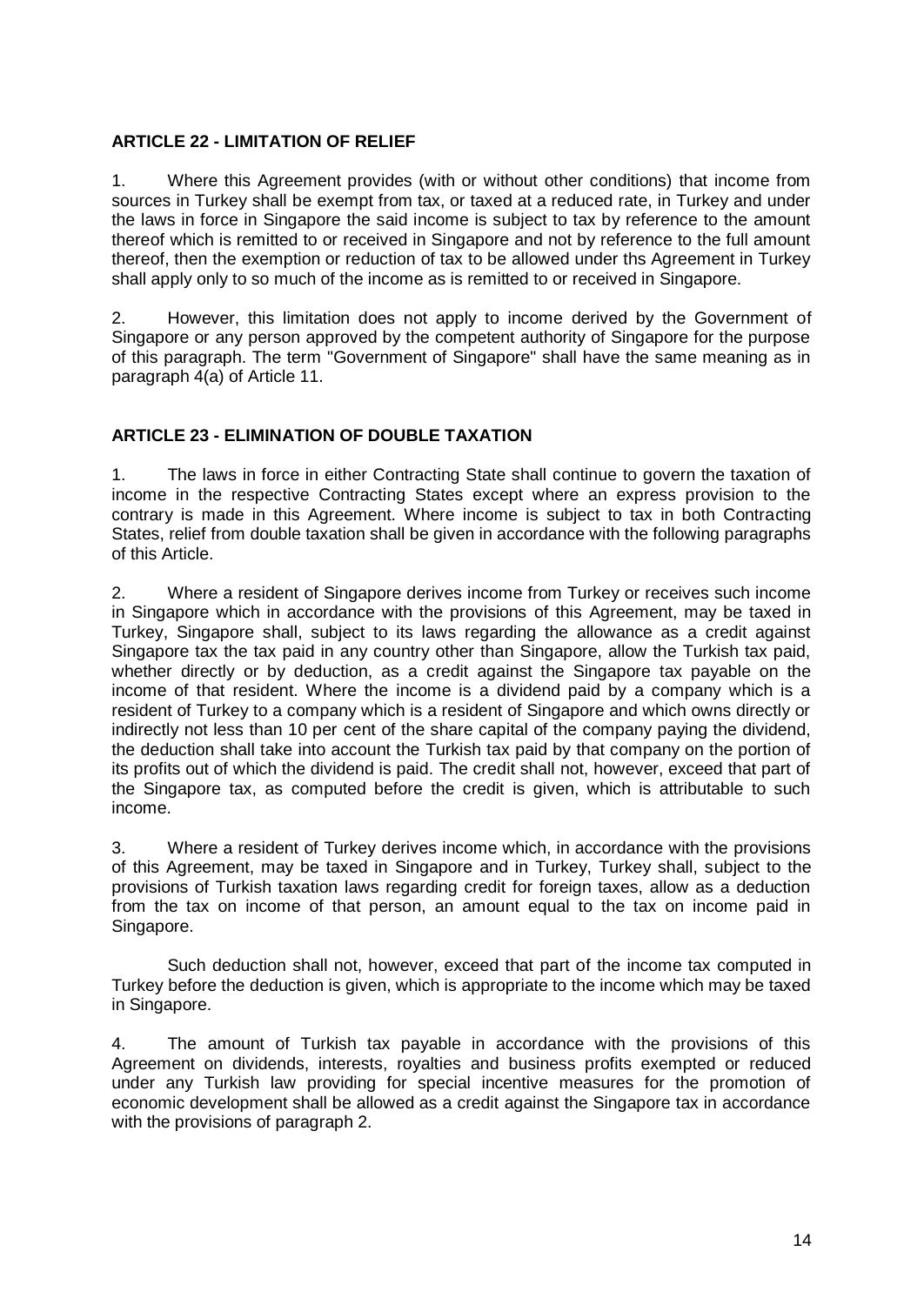**ARTICLE 22 - LIMITATION OF RELIEF**

1. Where this Agreement provides (with or without other conditions) that income from sources in Turkey shall be exempt from tax, or taxed at a reduced rate, in Turkey and under the laws in force in Singapore the said income is subject to tax by reference to the amount thereof which is remitted to or received in Singapore and not by reference to the full amount thereof, then the exemption or reduction of tax to be allowed under ths Agreement in Turkey shall apply only to so much of the income as is remitted to or received in Singapore.

2. However, this limitation does not apply to income derived by the Government of Singapore or any person approved by the competent authority of Singapore for the purpose of this paragraph. The term "Government of Singapore" shall have the same meaning as in paragraph 4(a) of Article 11.

**ARTICLE 23 - ELIMINATION OF DOUBLE TAXATION**

1. The laws in force in either Contracting State shall continue to govern the taxation of income in the respective Contracting States except where an express provision to the contrary is made in this Agreement. Where income is subject to tax in both Contracting States, relief from double taxation shall be given in accordance with the following paragraphs of this Article.

2. Where a resident of Singapore derives income from Turkey or receives such income in Singapore which in accordance with the provisions of this Agreement, may be taxed in Turkey, Singapore shall, subject to its laws regarding the allowance as a credit against Singapore tax the tax paid in any country other than Singapore, allow the Turkish tax paid, whether directly or by deduction, as a credit against the Singapore tax payable on the income of that resident. Where the income is a dividend paid by a company which is a resident of Turkey to a company which is a resident of Singapore and which owns directly or indirectly not less than 10 per cent of the share capital of the company paying the dividend, the deduction shall take into account the Turkish tax paid by that company on the portion of its profits out of which the dividend is paid. The credit shall not, however, exceed that part of the Singapore tax, as computed before the credit is given, which is attributable to such income.

3. Where a resident of Turkey derives income which, in accordance with the provisions of this Agreement, may be taxed in Singapore and in Turkey, Turkey shall, subject to the provisions of Turkish taxation laws regarding credit for foreign taxes, allow as a deduction from the tax on income of that person, an amount equal to the tax on income paid in Singapore.

Such deduction shall not, however, exceed that part of the income tax computed in Turkey before the deduction is given, which is appropriate to the income which may be taxed in Singapore.

4. The amount of Turkish tax payable in accordance with the provisions of this Agreement on dividends, interests, royalties and business profits exempted or reduced under any Turkish law providing for special incentive measures for the promotion of economic development shall be allowed as a credit against the Singapore tax in accordance with the provisions of paragraph 2.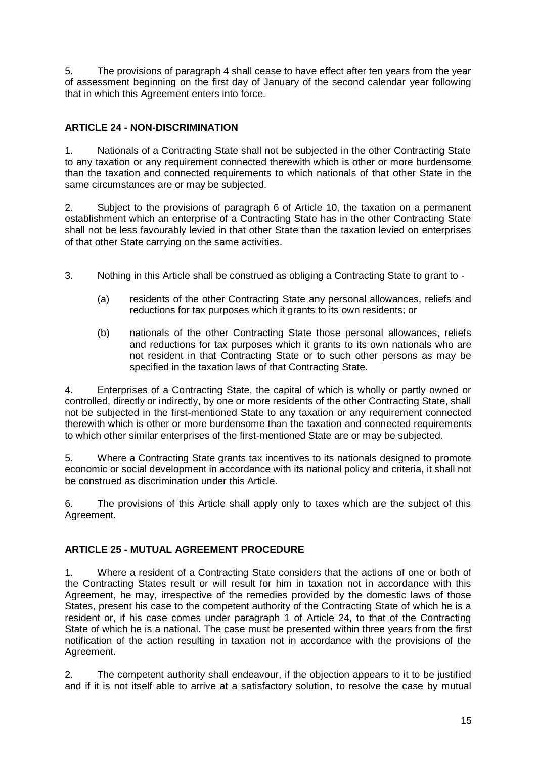5. The provisions of paragraph 4 shall cease to have effect after ten years from the year of assessment beginning on the first day of January of the second calendar year following that in which this Agreement enters into force.

## ARTICLE 24 - NON-DISCRIMINATION

1. Nationals of a Contracting State shall not be subjected in the other Contracting State to any taxation or any requirement connected therewith which is other or more burdensome than the taxation and connected requirements to which nationals of that other State in the same circumstances are or may be subjected.

2. Subject to the provisions of paragraph 6 of Article 10, the taxation on a permanent establishment which an enterprise of a Contracting State has in the other Contracting State shall not be less favourably levied in that other State than the taxation levied on enterprises of that other State carrying on the same activities.

3. Nothing in this Article shall be construed as obliging a Contracting State to grant to -

   (a) residents of the other Contracting State any personal allowances, reliefs and reductions for tax purposes which it grants to its own residents; or

   (b) nationals of the other Contracting State those personal allowances, reliefs and reductions for tax purposes which it grants to its own nationals who are not resident in that Contracting State or to such other persons as may be specified in the taxation laws of that Contracting State.

4. Enterprises of a Contracting State, the capital of which is wholly or partly owned or controlled, directly or indirectly, by one or more residents of the other Contracting State, shall not be subjected in the first-mentioned State to any taxation or any requirement connected therewith which is other or more burdensome than the taxation and connected requirements to which other similar enterprises of the first-mentioned State are or may be subjected.

5. Where a Contracting State grants tax incentives to its nationals designed to promote economic or social development in accordance with its national policy and criteria, it shall not be construed as discrimination under this Article.

6. The provisions of this Article shall apply only to taxes which are the subject of this Agreement.

## ARTICLE 25 - MUTUAL AGREEMENT PROCEDURE

1. Where a resident of a Contracting State considers that the actions of one or both of the Contracting States result or will result for him in taxation not in accordance with this Agreement, he may, irrespective of the remedies provided by the domestic laws of those States, present his case to the competent authority of the Contracting State of which he is a resident or, if his case comes under paragraph 1 of Article 24, to that of the Contracting State of which he is a national. The case must be presented within three years from the first notification of the action resulting in taxation not in accordance with the provisions of the Agreement.

2. The competent authority shall endeavour, if the objection appears to it to be justified and if it is not itself able to arrive at a satisfactory solution, to resolve the case by mutual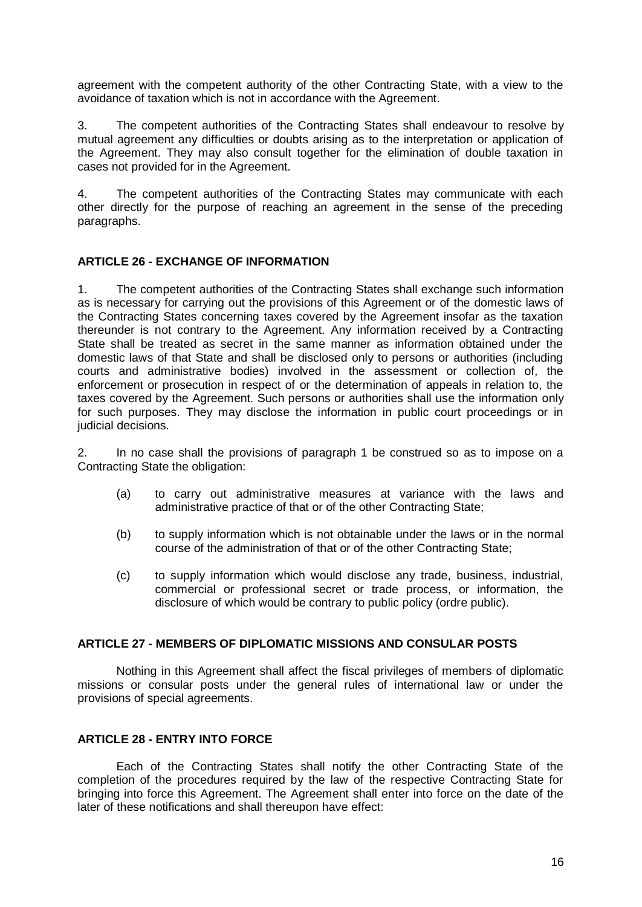agreement with the competent authority of the other Contracting State, with a view to the avoidance of taxation which is not in accordance with the Agreement.

3. The competent authorities of the Contracting States shall endeavour to resolve by mutual agreement any difficulties or doubts arising as to the interpretation or application of the Agreement. They may also consult together for the elimination of double taxation in cases not provided for in the Agreement.

4. The competent authorities of the Contracting States may communicate with each other directly for the purpose of reaching an agreement in the sense of the preceding paragraphs.

## ARTICLE 26 - EXCHANGE OF INFORMATION

1. The competent authorities of the Contracting States shall exchange such information as is necessary for carrying out the provisions of this Agreement or of the domestic laws of the Contracting States concerning taxes covered by the Agreement insofar as the taxation thereunder is not contrary to the Agreement. Any information received by a Contracting State shall be treated as secret in the same manner as information obtained under the domestic laws of that State and shall be disclosed only to persons or authorities (including courts and administrative bodies) involved in the assessment or collection of, the enforcement or prosecution in respect of or the determination of appeals in relation to, the taxes covered by the Agreement. Such persons or authorities shall use the information only for such purposes. They may disclose the information in public court proceedings or in judicial decisions.

2. In no case shall the provisions of paragraph 1 be construed so as to impose on a Contracting State the obligation:

(a) to carry out administrative measures at variance with the laws and administrative practice of that or of the other Contracting State;

(b) to supply information which is not obtainable under the laws or in the normal course of the administration of that or of the other Contracting State;

(c) to supply information which would disclose any trade, business, industrial, commercial or professional secret or trade process, or information, the disclosure of which would be contrary to public policy (ordre public).

## ARTICLE 27 - MEMBERS OF DIPLOMATIC MISSIONS AND CONSULAR POSTS

Nothing in this Agreement shall affect the fiscal privileges of members of diplomatic missions or consular posts under the general rules of international law or under the provisions of special agreements.

## ARTICLE 28 - ENTRY INTO FORCE

Each of the Contracting States shall notify the other Contracting State of the completion of the procedures required by the law of the respective Contracting State for bringing into force this Agreement. The Agreement shall enter into force on the date of the later of these notifications and shall thereupon have effect: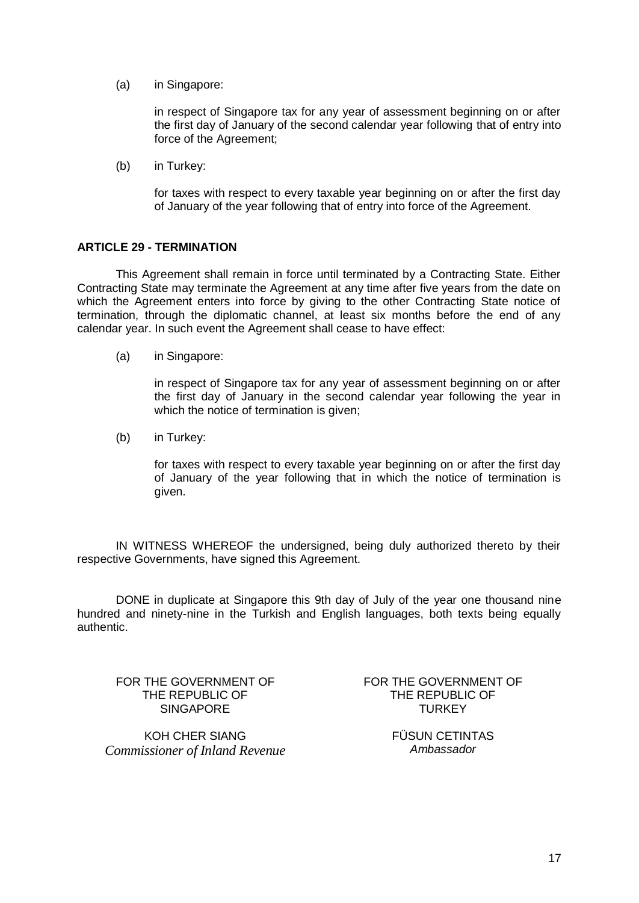(a) in Singapore:

in respect of Singapore tax for any year of assessment beginning on or after the first day of January of the second calendar year following that of entry into force of the Agreement;

(b) in Turkey:

for taxes with respect to every taxable year beginning on or after the first day of January of the year following that of entry into force of the Agreement.

## ARTICLE 29 - TERMINATION

This Agreement shall remain in force until terminated by a Contracting State. Either Contracting State may terminate the Agreement at any time after five years from the date on which the Agreement enters into force by giving to the other Contracting State notice of termination, through the diplomatic channel, at least six months before the end of any calendar year. In such event the Agreement shall cease to have effect:

(a) in Singapore:

in respect of Singapore tax for any year of assessment beginning on or after the first day of January in the second calendar year following the year in which the notice of termination is given;

(b) in Turkey:

for taxes with respect to every taxable year beginning on or after the first day of January of the year following that in which the notice of termination is given.

IN WITNESS WHEREOF the undersigned, being duly authorized thereto by their respective Governments, have signed this Agreement.

DONE in duplicate at Singapore this 9th day of July of the year one thousand nine hundred and ninety-nine in the Turkish and English languages, both texts being equally authentic.

FOR THE GOVERNMENT OF THE REPUBLIC OF SINGAPORE

KOH CHER SIANG
*Commissioner of Inland Revenue*

FOR THE GOVERNMENT OF THE REPUBLIC OF TURKEY

FÜSUN CETINTAS
*Ambassador*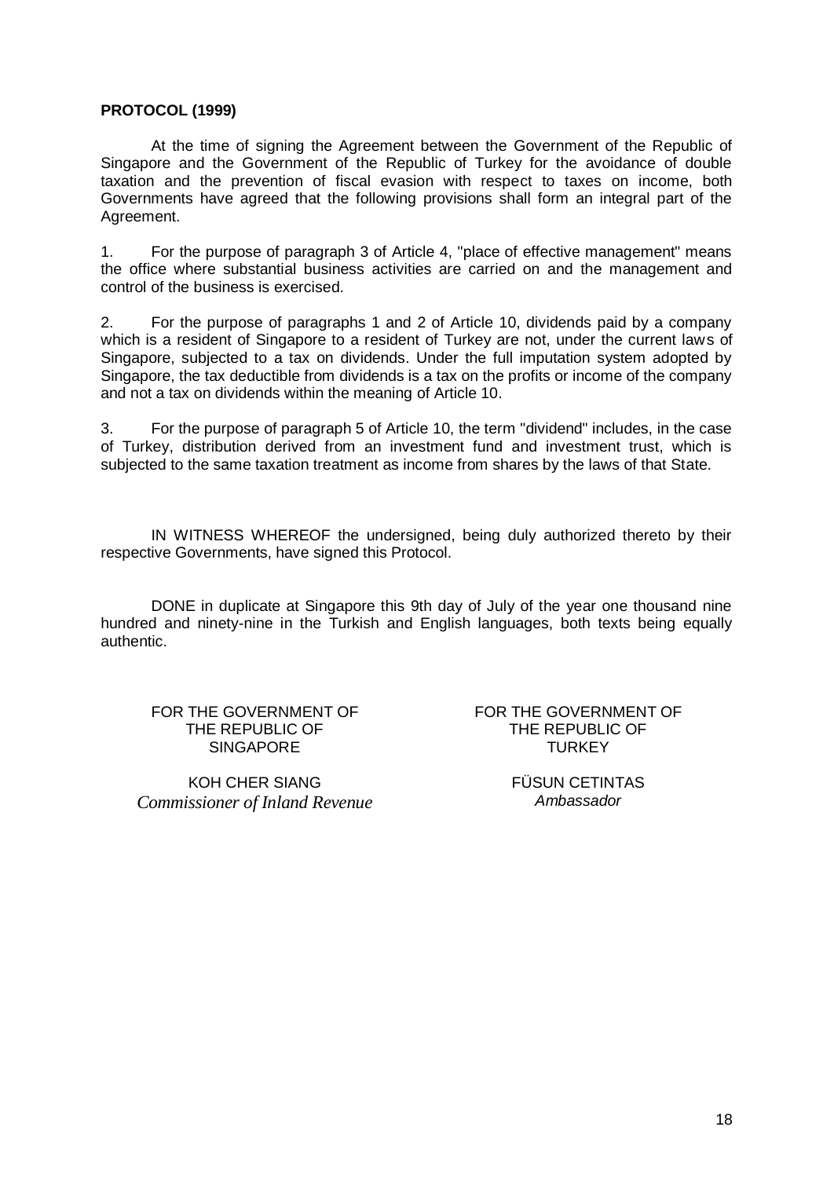**PROTOCOL (1999)**

At the time of signing the Agreement between the Government of the Republic of Singapore and the Government of the Republic of Turkey for the avoidance of double taxation and the prevention of fiscal evasion with respect to taxes on income, both Governments have agreed that the following provisions shall form an integral part of the Agreement.

1. For the purpose of paragraph 3 of Article 4, "place of effective management" means the office where substantial business activities are carried on and the management and control of the business is exercised.

2. For the purpose of paragraphs 1 and 2 of Article 10, dividends paid by a company which is a resident of Singapore to a resident of Turkey are not, under the current laws of Singapore, subjected to a tax on dividends. Under the full imputation system adopted by Singapore, the tax deductible from dividends is a tax on the profits or income of the company and not a tax on dividends within the meaning of Article 10.

3. For the purpose of paragraph 5 of Article 10, the term "dividend" includes, in the case of Turkey, distribution derived from an investment fund and investment trust, which is subjected to the same taxation treatment as income from shares by the laws of that State.

IN WITNESS WHEREOF the undersigned, being duly authorized thereto by their respective Governments, have signed this Protocol.

DONE in duplicate at Singapore this 9th day of July of the year one thousand nine hundred and ninety-nine in the Turkish and English languages, both texts being equally authentic.

FOR THE GOVERNMENT OF THE REPUBLIC OF SINGAPORE

KOH CHER SIANG
*Commissioner of Inland Revenue*

FOR THE GOVERNMENT OF THE REPUBLIC OF TURKEY

FÜSUN CETINTAS
*Ambassador*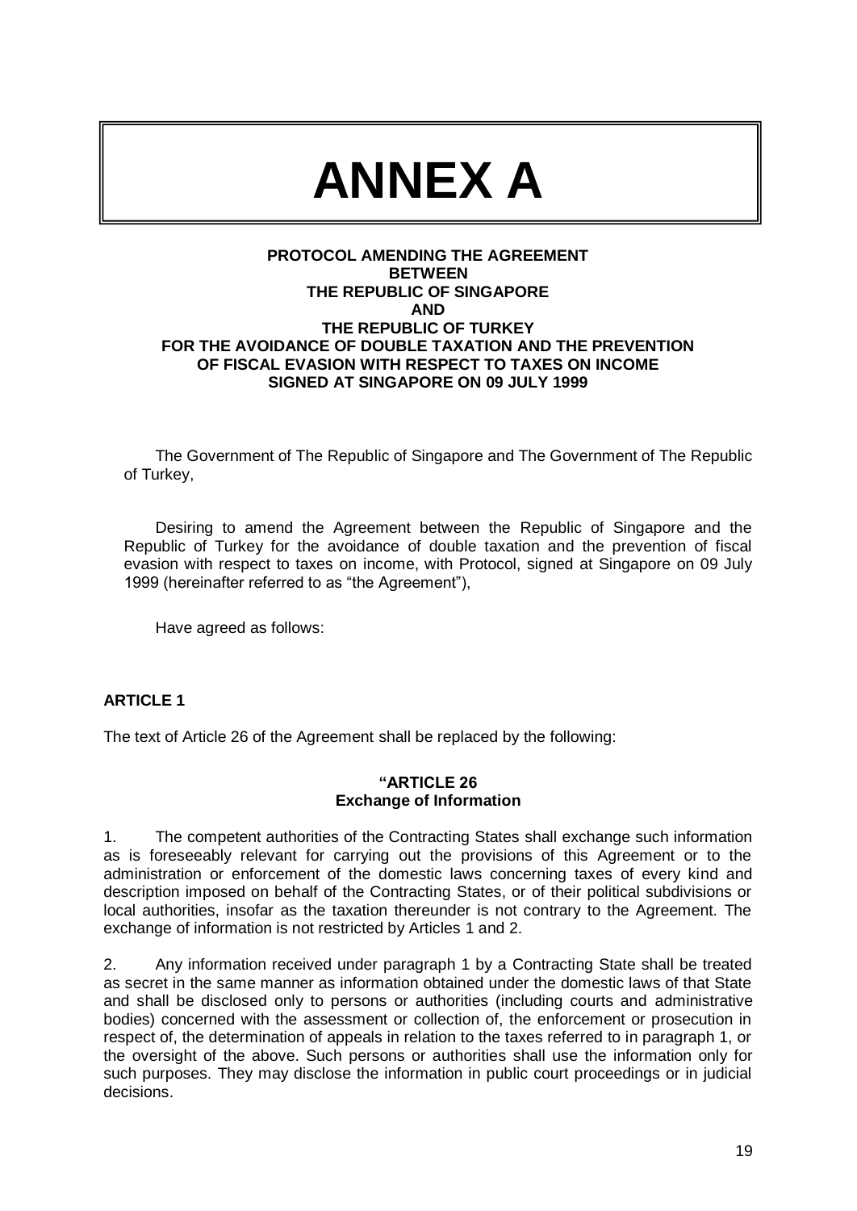# ANNEX A

**PROTOCOL AMENDING THE AGREEMENT BETWEEN THE REPUBLIC OF SINGAPORE AND THE REPUBLIC OF TURKEY FOR THE AVOIDANCE OF DOUBLE TAXATION AND THE PREVENTION OF FISCAL EVASION WITH RESPECT TO TAXES ON INCOME SIGNED AT SINGAPORE ON 09 JULY 1999**

The Government of The Republic of Singapore and The Government of The Republic of Turkey,

Desiring to amend the Agreement between the Republic of Singapore and the Republic of Turkey for the avoidance of double taxation and the prevention of fiscal evasion with respect to taxes on income, with Protocol, signed at Singapore on 09 July 1999 (hereinafter referred to as "the Agreement"),

Have agreed as follows:

**ARTICLE 1**

The text of Article 26 of the Agreement shall be replaced by the following:

**"ARTICLE 26**
**Exchange of Information**

1. The competent authorities of the Contracting States shall exchange such information as is foreseeably relevant for carrying out the provisions of this Agreement or to the administration or enforcement of the domestic laws concerning taxes of every kind and description imposed on behalf of the Contracting States, or of their political subdivisions or local authorities, insofar as the taxation thereunder is not contrary to the Agreement. The exchange of information is not restricted by Articles 1 and 2.

2. Any information received under paragraph 1 by a Contracting State shall be treated as secret in the same manner as information obtained under the domestic laws of that State and shall be disclosed only to persons or authorities (including courts and administrative bodies) concerned with the assessment or collection of, the enforcement or prosecution in respect of, the determination of appeals in relation to the taxes referred to in paragraph 1, or the oversight of the above. Such persons or authorities shall use the information only for such purposes. They may disclose the information in public court proceedings or in judicial decisions.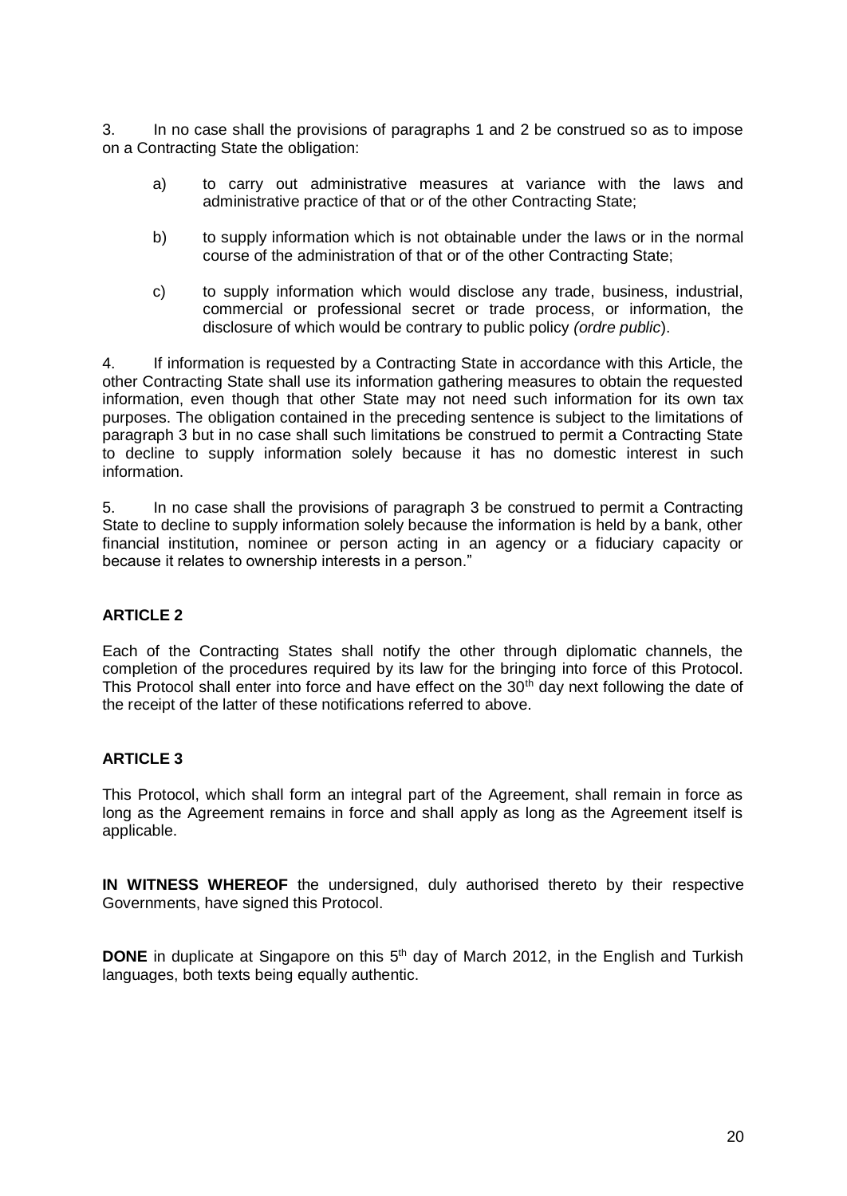3. In no case shall the provisions of paragraphs 1 and 2 be construed so as to impose on a Contracting State the obligation:

a) to carry out administrative measures at variance with the laws and administrative practice of that or of the other Contracting State;

b) to supply information which is not obtainable under the laws or in the normal course of the administration of that or of the other Contracting State;

c) to supply information which would disclose any trade, business, industrial, commercial or professional secret or trade process, or information, the disclosure of which would be contrary to public policy *(ordre public*).

4. If information is requested by a Contracting State in accordance with this Article, the other Contracting State shall use its information gathering measures to obtain the requested information, even though that other State may not need such information for its own tax purposes. The obligation contained in the preceding sentence is subject to the limitations of paragraph 3 but in no case shall such limitations be construed to permit a Contracting State to decline to supply information solely because it has no domestic interest in such information.

5. In no case shall the provisions of paragraph 3 be construed to permit a Contracting State to decline to supply information solely because the information is held by a bank, other financial institution, nominee or person acting in an agency or a fiduciary capacity or because it relates to ownership interests in a person."

**ARTICLE 2**

Each of the Contracting States shall notify the other through diplomatic channels, the completion of the procedures required by its law for the bringing into force of this Protocol. This Protocol shall enter into force and have effect on the 30th day next following the date of the receipt of the latter of these notifications referred to above.

**ARTICLE 3**

This Protocol, which shall form an integral part of the Agreement, shall remain in force as long as the Agreement remains in force and shall apply as long as the Agreement itself is applicable.

**IN WITNESS WHEREOF** the undersigned, duly authorised thereto by their respective Governments, have signed this Protocol.

**DONE** in duplicate at Singapore on this 5th day of March 2012, in the English and Turkish languages, both texts being equally authentic.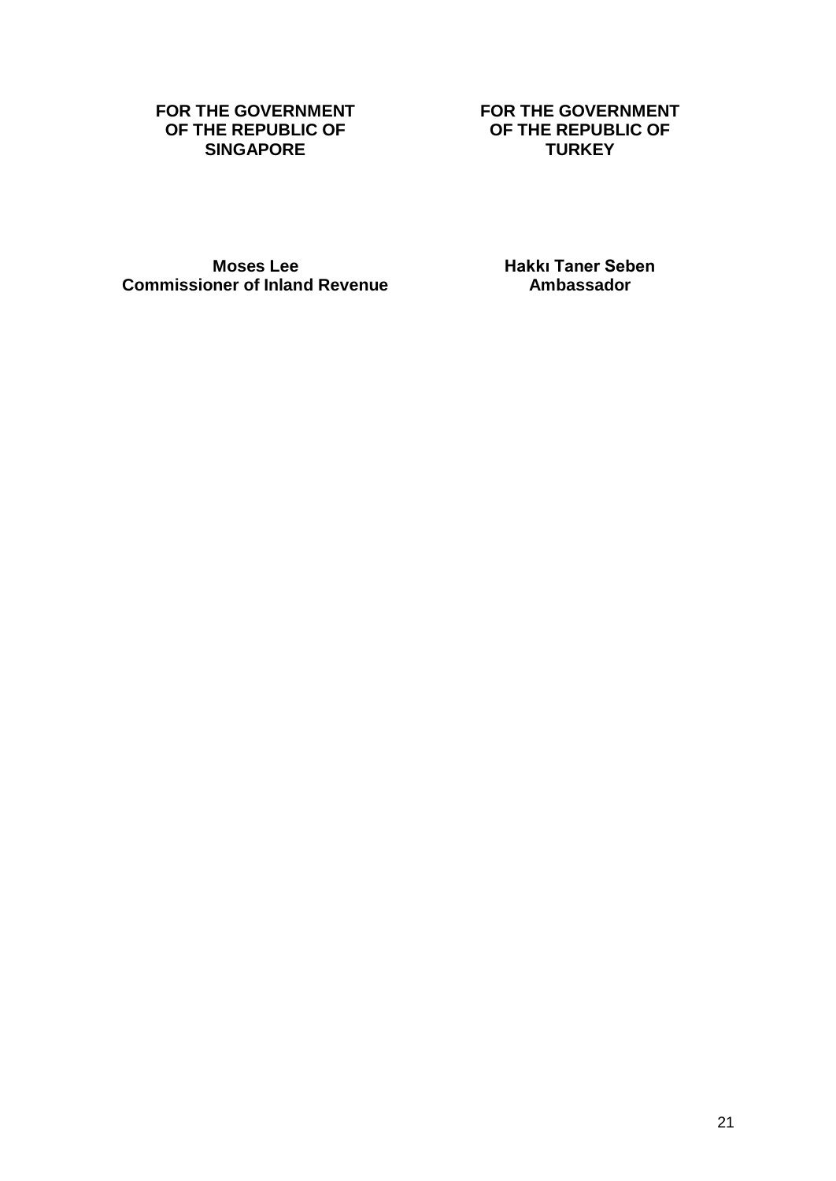| | |
|---|---|
| **FOR THE GOVERNMENT OF THE REPUBLIC OF SINGAPORE** | **FOR THE GOVERNMENT OF THE REPUBLIC OF TURKEY** |
| **Moses Lee** | **Hakkı Taner Seben** |
| **Commissioner of Inland Revenue** | **Ambassador** |